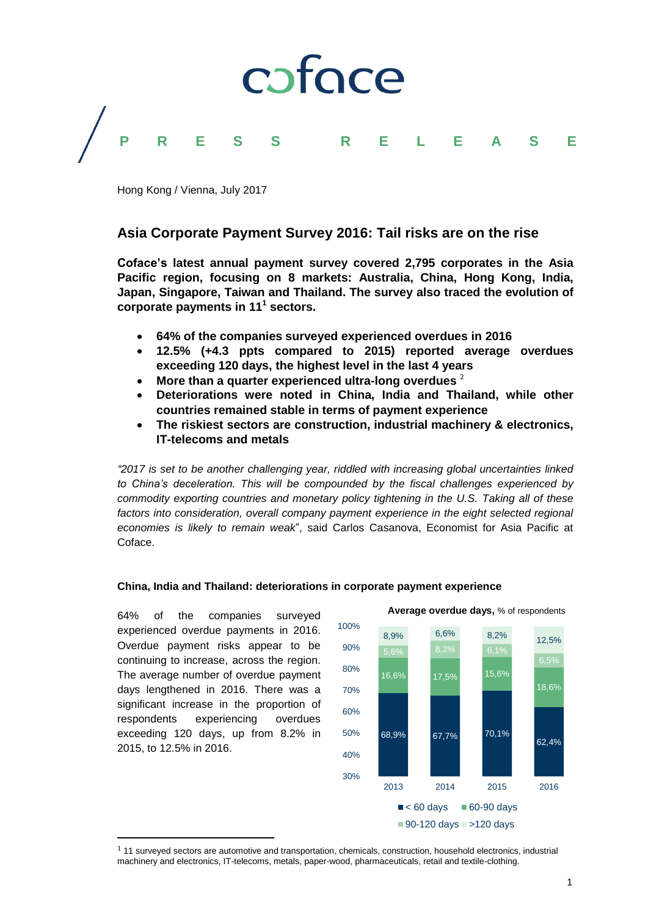# PRESS RELEASE

Hong Kong / Vienna, July 2017

## Asia Corporate Payment Survey 2016: Tail risks are on the rise

**Coface's latest annual payment survey covered 2,795 corporates in the Asia Pacific region, focusing on 8 markets: Australia, China, Hong Kong, India, Japan, Singapore, Taiwan and Thailand. The survey also traced the evolution of corporate payments in 11[1] sectors.**

- **64% of the companies surveyed experienced overdues in 2016**
- **12.5% (+4.3 ppts compared to 2015) reported average overdues exceeding 120 days, the highest level in the last 4 years**
- **More than a quarter experienced ultra-long overdues [2]**
- **Deteriorations were noted in China, India and Thailand, while other countries remained stable in terms of payment experience**
- **The riskiest sectors are construction, industrial machinery & electronics, IT-telecoms and metals**

*"2017 is set to be another challenging year, riddled with increasing global uncertainties linked to China's deceleration. This will be compounded by the fiscal challenges experienced by commodity exporting countries and monetary policy tightening in the U.S. Taking all of these factors into consideration, overall company payment experience in the eight selected regional economies is likely to remain weak*", said Carlos Casanova, Economist for Asia Pacific at Coface.

### China, India and Thailand: deteriorations in corporate payment experience

64% of the companies surveyed experienced overdue payments in 2016. Overdue payment risks appear to be continuing to increase, across the region. The average number of overdue payment days lengthened in 2016. There was a significant increase in the proportion of respondents experiencing overdues exceeding 120 days, up from 8.2% in 2015, to 12.5% in 2016.

**Average overdue days,** % of respondents

| | 2013 | 2014 | 2015 | 2016 |
|---|---|---|---|---|
| < 60 days | 68,9% | 67,7% | 70,1% | 62,4% |
| 60-90 days | 16,6% | 17,5% | 15,6% | 18,6% |
| 90-120 days | 5,6% | 8,2% | 6,1% | 6,5% |
| >120 days | 8,9% | 6,6% | 8,2% | 12,5% |

[1] 11 surveyed sectors are automotive and transportation, chemicals, construction, household electronics, industrial machinery and electronics, IT-telecoms, metals, paper-wood, pharmaceuticals, retail and textile-clothing.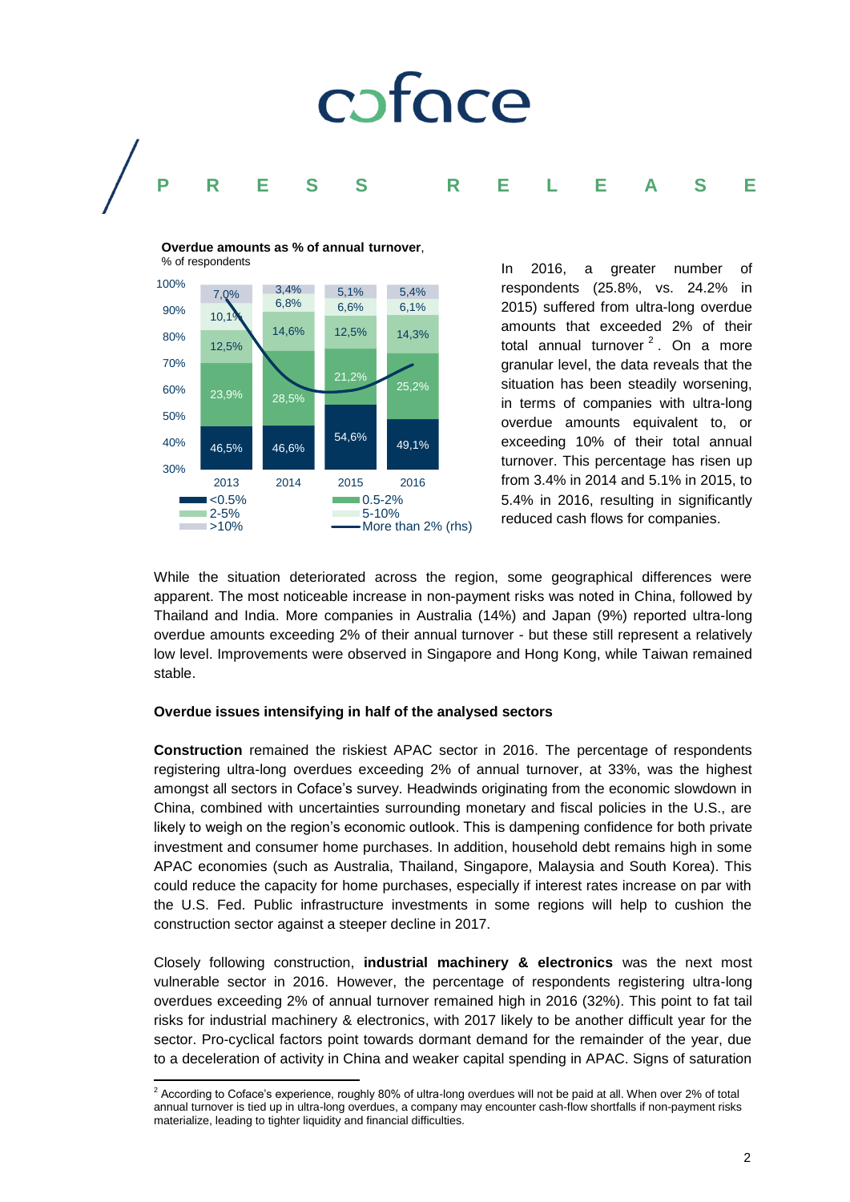**Overdue amounts as % of annual turnover**, % of respondents

| | 2013 | 2014 | 2015 | 2016 |
|---|---|---|---|---|
| <0.5% | 46,5% | 46,6% | 54,6% | 49,1% |
| 0.5-2% | 23,9% | 28,5% | 21,2% | 25,2% |
| 2-5% | 12,5% | 14,6% | 12,5% | 14,3% |
| 5-10% | 10,1% | 6,8% | 6,6% | 6,1% |
| >10% | 7,0% | 3,4% | 5,1% | 5,4% |

More than 2% (rhs)

In 2016, a greater number of respondents (25.8%, vs. 24.2% in 2015) suffered from ultra-long overdue amounts that exceeded 2% of their total annual turnover [2]. On a more granular level, the data reveals that the situation has been steadily worsening, in terms of companies with ultra-long overdue amounts equivalent to, or exceeding 10% of their total annual turnover. This percentage has risen up from 3.4% in 2014 and 5.1% in 2015, to 5.4% in 2016, resulting in significantly reduced cash flows for companies.

While the situation deteriorated across the region, some geographical differences were apparent. The most noticeable increase in non-payment risks was noted in China, followed by Thailand and India. More companies in Australia (14%) and Japan (9%) reported ultra-long overdue amounts exceeding 2% of their annual turnover - but these still represent a relatively low level. Improvements were observed in Singapore and Hong Kong, while Taiwan remained stable.

**Overdue issues intensifying in half of the analysed sectors**

**Construction** remained the riskiest APAC sector in 2016. The percentage of respondents registering ultra-long overdues exceeding 2% of annual turnover, at 33%, was the highest amongst all sectors in Coface's survey. Headwinds originating from the economic slowdown in China, combined with uncertainties surrounding monetary and fiscal policies in the U.S., are likely to weigh on the region's economic outlook. This is dampening confidence for both private investment and consumer home purchases. In addition, household debt remains high in some APAC economies (such as Australia, Thailand, Singapore, Malaysia and South Korea). This could reduce the capacity for home purchases, especially if interest rates increase on par with the U.S. Fed. Public infrastructure investments in some regions will help to cushion the construction sector against a steeper decline in 2017.

Closely following construction, **industrial machinery & electronics** was the next most vulnerable sector in 2016. However, the percentage of respondents registering ultra-long overdues exceeding 2% of annual turnover remained high in 2016 (32%). This point to fat tail risks for industrial machinery & electronics, with 2017 likely to be another difficult year for the sector. Pro-cyclical factors point towards dormant demand for the remainder of the year, due to a deceleration of activity in China and weaker capital spending in APAC. Signs of saturation

[2] According to Coface's experience, roughly 80% of ultra-long overdues will not be paid at all. When over 2% of total annual turnover is tied up in ultra-long overdues, a company may encounter cash-flow shortfalls if non-payment risks materialize, leading to tighter liquidity and financial difficulties.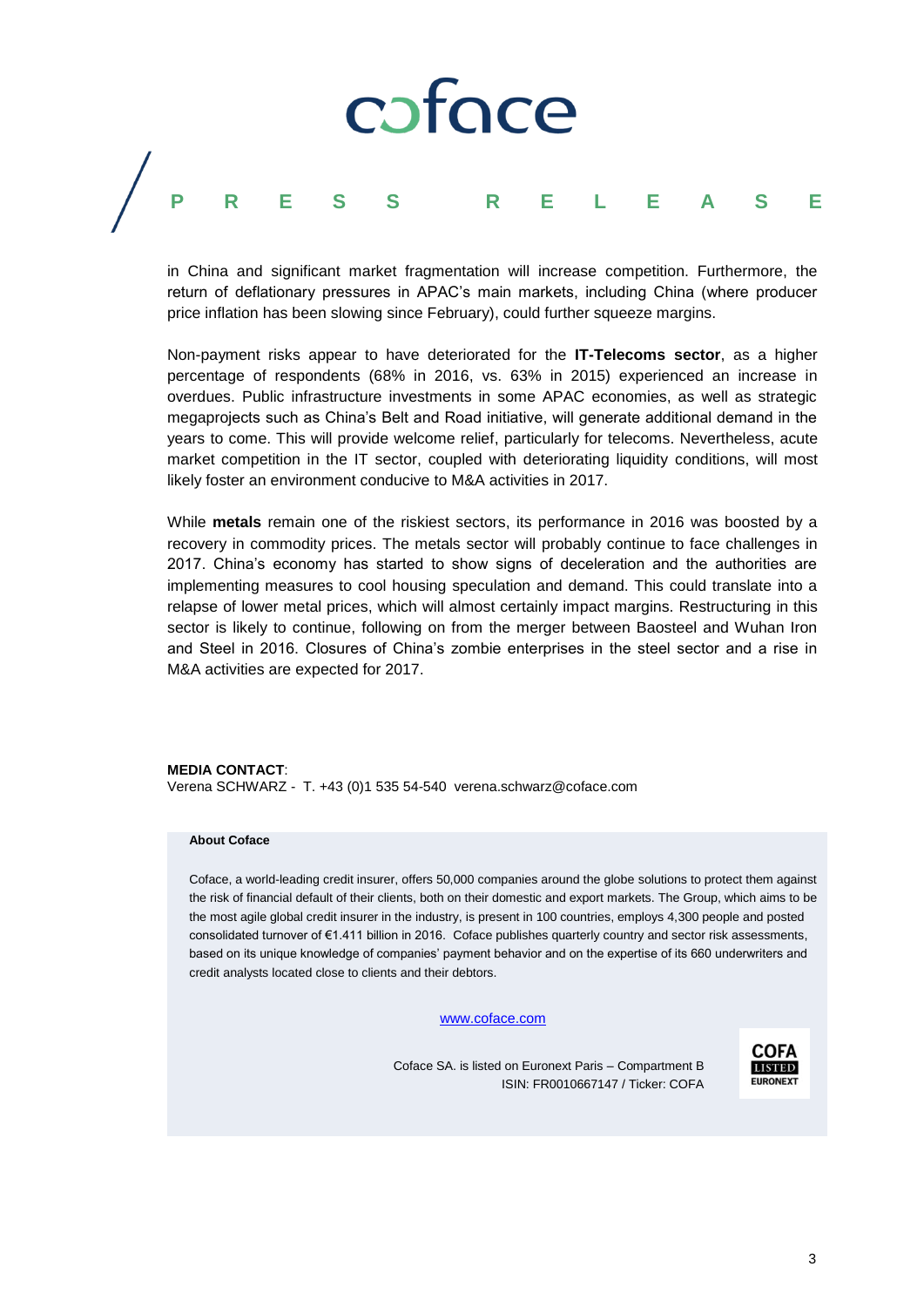in China and significant market fragmentation will increase competition. Furthermore, the return of deflationary pressures in APAC's main markets, including China (where producer price inflation has been slowing since February), could further squeeze margins.

Non-payment risks appear to have deteriorated for the **IT-Telecoms sector**, as a higher percentage of respondents (68% in 2016, vs. 63% in 2015) experienced an increase in overdues. Public infrastructure investments in some APAC economies, as well as strategic megaprojects such as China's Belt and Road initiative, will generate additional demand in the years to come. This will provide welcome relief, particularly for telecoms. Nevertheless, acute market competition in the IT sector, coupled with deteriorating liquidity conditions, will most likely foster an environment conducive to M&A activities in 2017.

While **metals** remain one of the riskiest sectors, its performance in 2016 was boosted by a recovery in commodity prices. The metals sector will probably continue to face challenges in 2017. China's economy has started to show signs of deceleration and the authorities are implementing measures to cool housing speculation and demand. This could translate into a relapse of lower metal prices, which will almost certainly impact margins. Restructuring in this sector is likely to continue, following on from the merger between Baosteel and Wuhan Iron and Steel in 2016. Closures of China's zombie enterprises in the steel sector and a rise in M&A activities are expected for 2017.

**MEDIA CONTACT**:
Verena SCHWARZ - T. +43 (0)1 535 54-540 verena.schwarz@coface.com

**About Coface**

Coface, a world-leading credit insurer, offers 50,000 companies around the globe solutions to protect them against the risk of financial default of their clients, both on their domestic and export markets. The Group, which aims to be the most agile global credit insurer in the industry, is present in 100 countries, employs 4,300 people and posted consolidated turnover of €1.411 billion in 2016. Coface publishes quarterly country and sector risk assessments, based on its unique knowledge of companies' payment behavior and on the expertise of its 660 underwriters and credit analysts located close to clients and their debtors.

www.coface.com

Coface SA. is listed on Euronext Paris – Compartment B
ISIN: FR0010667147 / Ticker: COFA